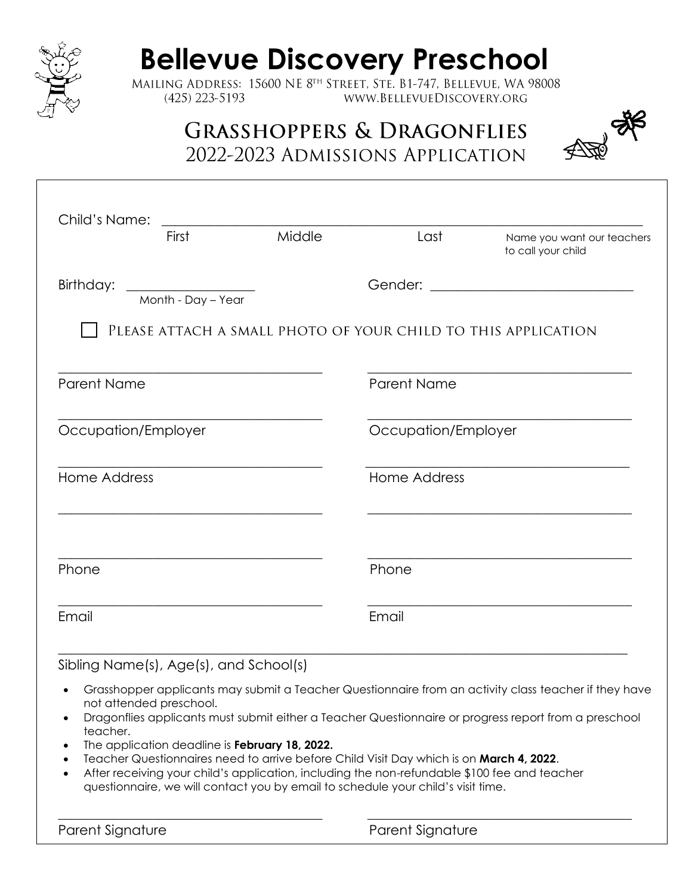# Bellevue Discovery Preschool

Mailing Address: 15600 NE 8th Street, Ste. B1-747, Bellevue, WA 98008
(425) 223-5193 www.BellevueDiscovery.org

## Grasshoppers & Dragonflies
## 2022-2023 Admissions Application

Child's Name: ______________________________________________

First | Middle | Last | Name you want our teachers to call your child

Birthday: ____________________ Gender: ____________________
Month - Day – Year

☐ Please attach a small photo of your child to this application

| | |
|---|---|
| ______________________ | ______________________ |
| Parent Name | Parent Name |
| ______________________ | ______________________ |
| Occupation/Employer | Occupation/Employer |
| ______________________ | ______________________ |
| Home Address | Home Address |
| ______________________ | ______________________ |
| ______________________ | ______________________ |
| Phone | Phone |
| ______________________ | ______________________ |
| Email | Email |

______________________________________________
Sibling Name(s), Age(s), and School(s)

- Grasshopper applicants may submit a Teacher Questionnaire from an activity class teacher if they have not attended preschool.
- Dragonflies applicants must submit either a Teacher Questionnaire or progress report from a preschool teacher.
- The application deadline is **February 18, 2022.**
- Teacher Questionnaires need to arrive before Child Visit Day which is on **March 4, 2022**.
- After receiving your child's application, including the non-refundable $100 fee and teacher questionnaire, we will contact you by email to schedule your child's visit time.

| | |
|---|---|
| ______________________ | ______________________ |
| Parent Signature | Parent Signature |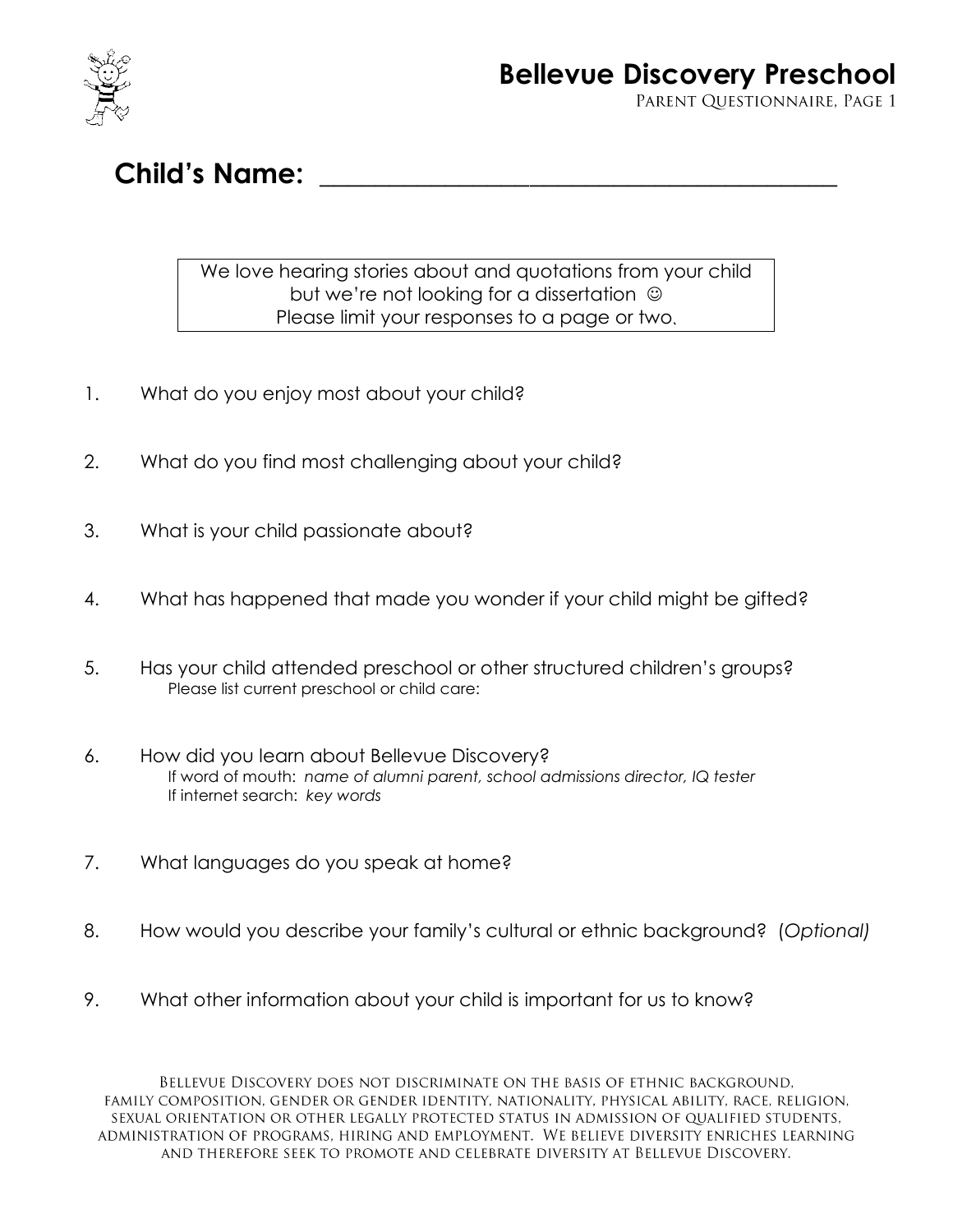# Bellevue Discovery Preschool

Parent Questionnaire, Page 1

## Child's Name: ___________________________________________

We love hearing stories about and quotations from your child but we're not looking for a dissertation ☺
Please limit your responses to a page or two.

1. What do you enjoy most about your child?

2. What do you find most challenging about your child?

3. What is your child passionate about?

4. What has happened that made you wonder if your child might be gifted?

5. Has your child attended preschool or other structured children's groups?
   Please list current preschool or child care:

6. How did you learn about Bellevue Discovery?
   If word of mouth: *name of alumni parent, school admissions director, IQ tester*
   If internet search: *key words*

7. What languages do you speak at home?

8. How would you describe your family's cultural or ethnic background? (*Optional)*

9. What other information about your child is important for us to know?

Bellevue Discovery does not discriminate on the basis of ethnic background, family composition, gender or gender identity, nationality, physical ability, race, religion, sexual orientation or other legally protected status in admission of qualified students, administration of programs, hiring and employment. We believe diversity enriches learning and therefore seek to promote and celebrate diversity at Bellevue Discovery.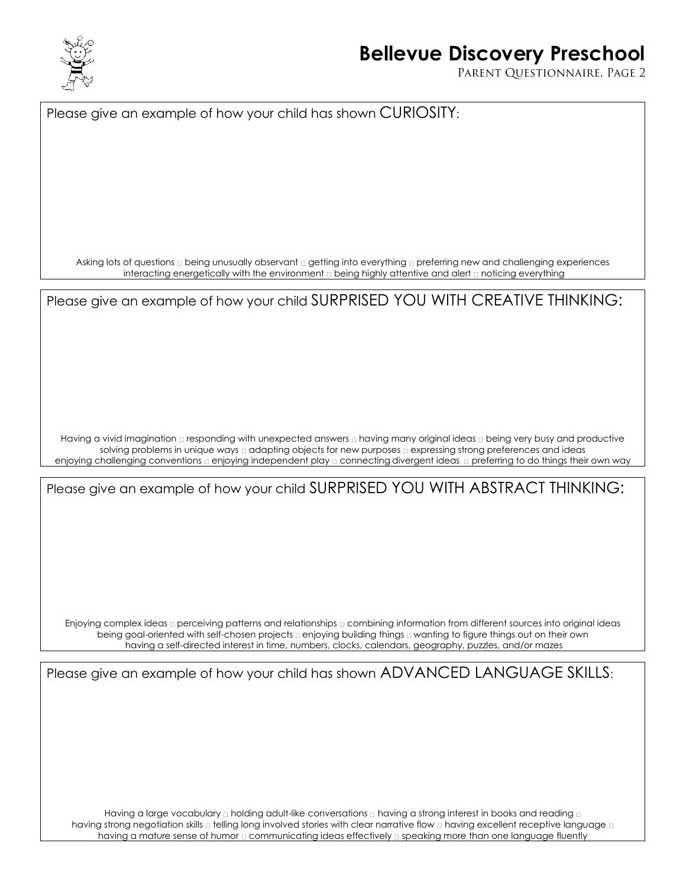# Bellevue Discovery Preschool

Parent Questionnaire, Page 2

Please give an example of how your child has shown CURIOSITY:

Asking lots of questions □ being unusually observant □ getting into everything □ preferring new and challenging experiences
interacting energetically with the environment □ being highly attentive and alert □ noticing everything

Please give an example of how your child SURPRISED YOU WITH CREATIVE THINKING:

Having a vivid imagination □ responding with unexpected answers □ having many original ideas □ being very busy and productive
solving problems in unique ways □ adapting objects for new purposes □ expressing strong preferences and ideas
enjoying challenging conventions □ enjoying independent play □ connecting divergent ideas □ preferring to do things their own way

Please give an example of how your child SURPRISED YOU WITH ABSTRACT THINKING:

Enjoying complex ideas □ perceiving patterns and relationships □ combining information from different sources into original ideas
being goal-oriented with self-chosen projects □ enjoying building things □ wanting to figure things out on their own
having a self-directed interest in time, numbers, clocks, calendars, geography, puzzles, and/or mazes

Please give an example of how your child has shown ADVANCED LANGUAGE SKILLS:

Having a large vocabulary □ holding adult-like conversations □ having a strong interest in books and reading □
having strong negotiation skills □ telling long involved stories with clear narrative flow □ having excellent receptive language □
having a mature sense of humor □ communicating ideas effectively □ speaking more than one language fluently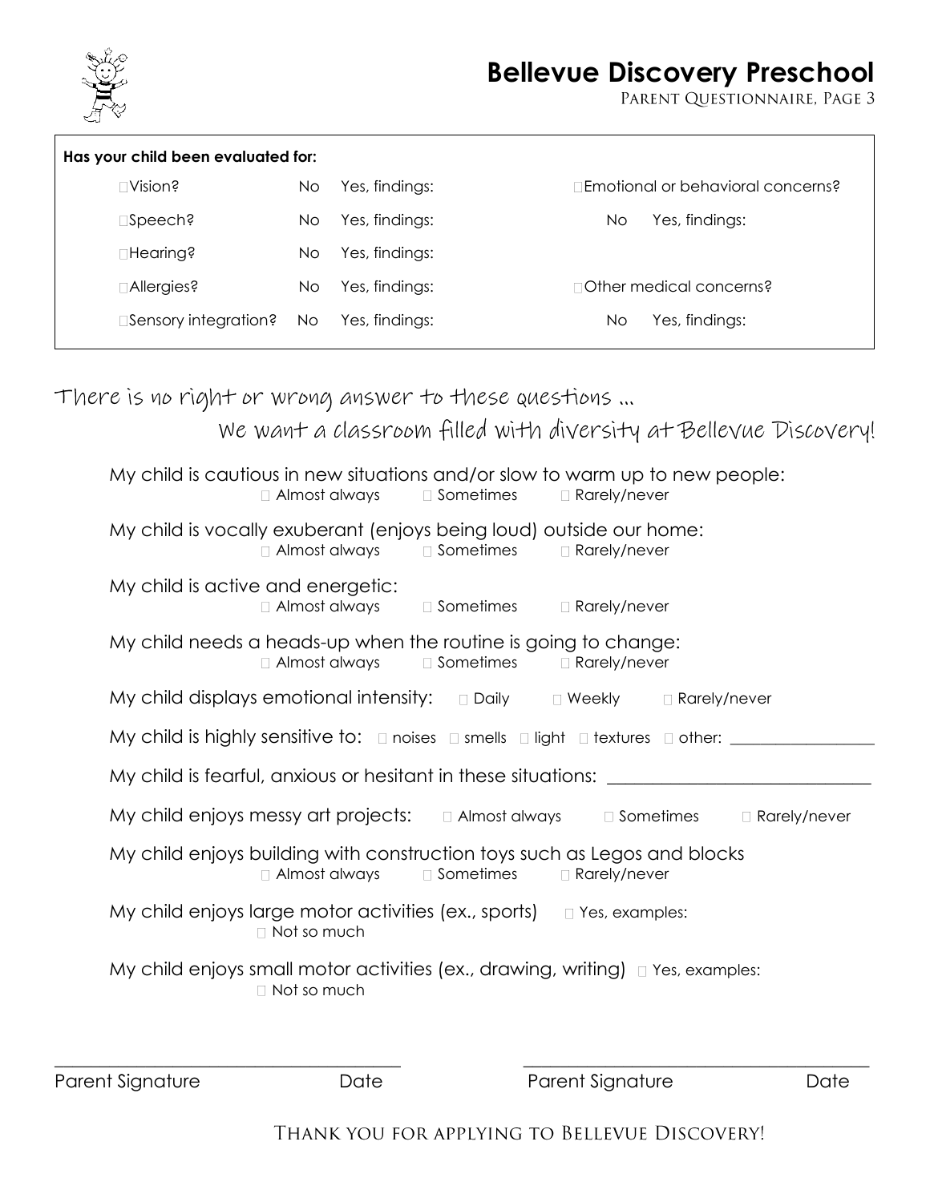# Bellevue Discovery Preschool

Parent Questionnaire, Page 3

**Has your child been evaluated for:**

| | | |
|---|---|---|
| ☐ Vision? | No | Yes, findings: |
| ☐ Speech? | No | Yes, findings: |
| ☐ Hearing? | No | Yes, findings: |
| ☐ Allergies? | No | Yes, findings: |
| ☐ Sensory integration? | No | Yes, findings: |
| ☐ Emotional or behavioral concerns? | No | Yes, findings: |
| ☐ Other medical concerns? | No | Yes, findings: |

There is no right or wrong answer to these questions …
We want a classroom filled with diversity at Bellevue Discovery!

My child is cautious in new situations and/or slow to warm up to new people:
☐ Almost always ☐ Sometimes ☐ Rarely/never

My child is vocally exuberant (enjoys being loud) outside our home:
☐ Almost always ☐ Sometimes ☐ Rarely/never

My child is active and energetic:
☐ Almost always ☐ Sometimes ☐ Rarely/never

My child needs a heads-up when the routine is going to change:
☐ Almost always ☐ Sometimes ☐ Rarely/never

My child displays emotional intensity: ☐ Daily ☐ Weekly ☐ Rarely/never

My child is highly sensitive to: ☐ noises ☐ smells ☐ light ☐ textures ☐ other: _________________

My child is fearful, anxious or hesitant in these situations: _____________________________

My child enjoys messy art projects: ☐ Almost always ☐ Sometimes ☐ Rarely/never

My child enjoys building with construction toys such as Legos and blocks
☐ Almost always ☐ Sometimes ☐ Rarely/never

My child enjoys large motor activities (ex., sports) ☐ Yes, examples:
☐ Not so much

My child enjoys small motor activities (ex., drawing, writing) ☐ Yes, examples:
☐ Not so much

_______________________________________ _______________________________________

Parent Signature Date Parent Signature Date

Thank you for applying to Bellevue Discovery!